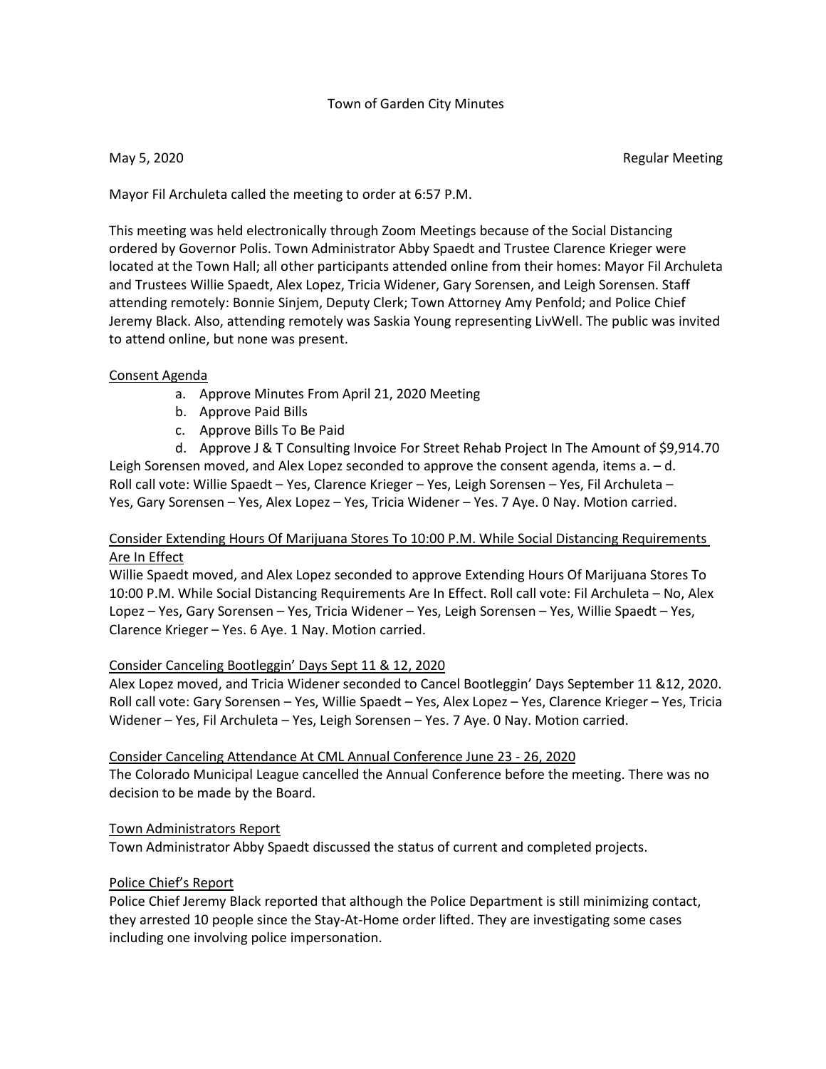# Town of Garden City Minutes

May 5, 2020 Regular Meeting

Mayor Fil Archuleta called the meeting to order at 6:57 P.M.

This meeting was held electronically through Zoom Meetings because of the Social Distancing ordered by Governor Polis. Town Administrator Abby Spaedt and Trustee Clarence Krieger were located at the Town Hall; all other participants attended online from their homes: Mayor Fil Archuleta and Trustees Willie Spaedt, Alex Lopez, Tricia Widener, Gary Sorensen, and Leigh Sorensen. Staff attending remotely: Bonnie Sinjem, Deputy Clerk; Town Attorney Amy Penfold; and Police Chief Jeremy Black. Also, attending remotely was Saskia Young representing LivWell. The public was invited to attend online, but none was present.

<u>Consent Agenda</u>

a. Approve Minutes From April 21, 2020 Meeting
b. Approve Paid Bills
c. Approve Bills To Be Paid
d. Approve J & T Consulting Invoice For Street Rehab Project In The Amount of $9,914.70

Leigh Sorensen moved, and Alex Lopez seconded to approve the consent agenda, items a. – d. Roll call vote: Willie Spaedt – Yes, Clarence Krieger – Yes, Leigh Sorensen – Yes, Fil Archuleta – Yes, Gary Sorensen – Yes, Alex Lopez – Yes, Tricia Widener – Yes. 7 Aye. 0 Nay. Motion carried.

<u>Consider Extending Hours Of Marijuana Stores To 10:00 P.M. While Social Distancing Requirements Are In Effect</u>

Willie Spaedt moved, and Alex Lopez seconded to approve Extending Hours Of Marijuana Stores To 10:00 P.M. While Social Distancing Requirements Are In Effect. Roll call vote: Fil Archuleta – No, Alex Lopez – Yes, Gary Sorensen – Yes, Tricia Widener – Yes, Leigh Sorensen – Yes, Willie Spaedt – Yes, Clarence Krieger – Yes. 6 Aye. 1 Nay. Motion carried.

<u>Consider Canceling Bootleggin' Days Sept 11 & 12, 2020</u>

Alex Lopez moved, and Tricia Widener seconded to Cancel Bootleggin' Days September 11 &12, 2020. Roll call vote: Gary Sorensen – Yes, Willie Spaedt – Yes, Alex Lopez – Yes, Clarence Krieger – Yes, Tricia Widener – Yes, Fil Archuleta – Yes, Leigh Sorensen – Yes. 7 Aye. 0 Nay. Motion carried.

<u>Consider Canceling Attendance At CML Annual Conference June 23 - 26, 2020</u>

The Colorado Municipal League cancelled the Annual Conference before the meeting. There was no decision to be made by the Board.

<u>Town Administrators Report</u>

Town Administrator Abby Spaedt discussed the status of current and completed projects.

<u>Police Chief's Report</u>

Police Chief Jeremy Black reported that although the Police Department is still minimizing contact, they arrested 10 people since the Stay-At-Home order lifted. They are investigating some cases including one involving police impersonation.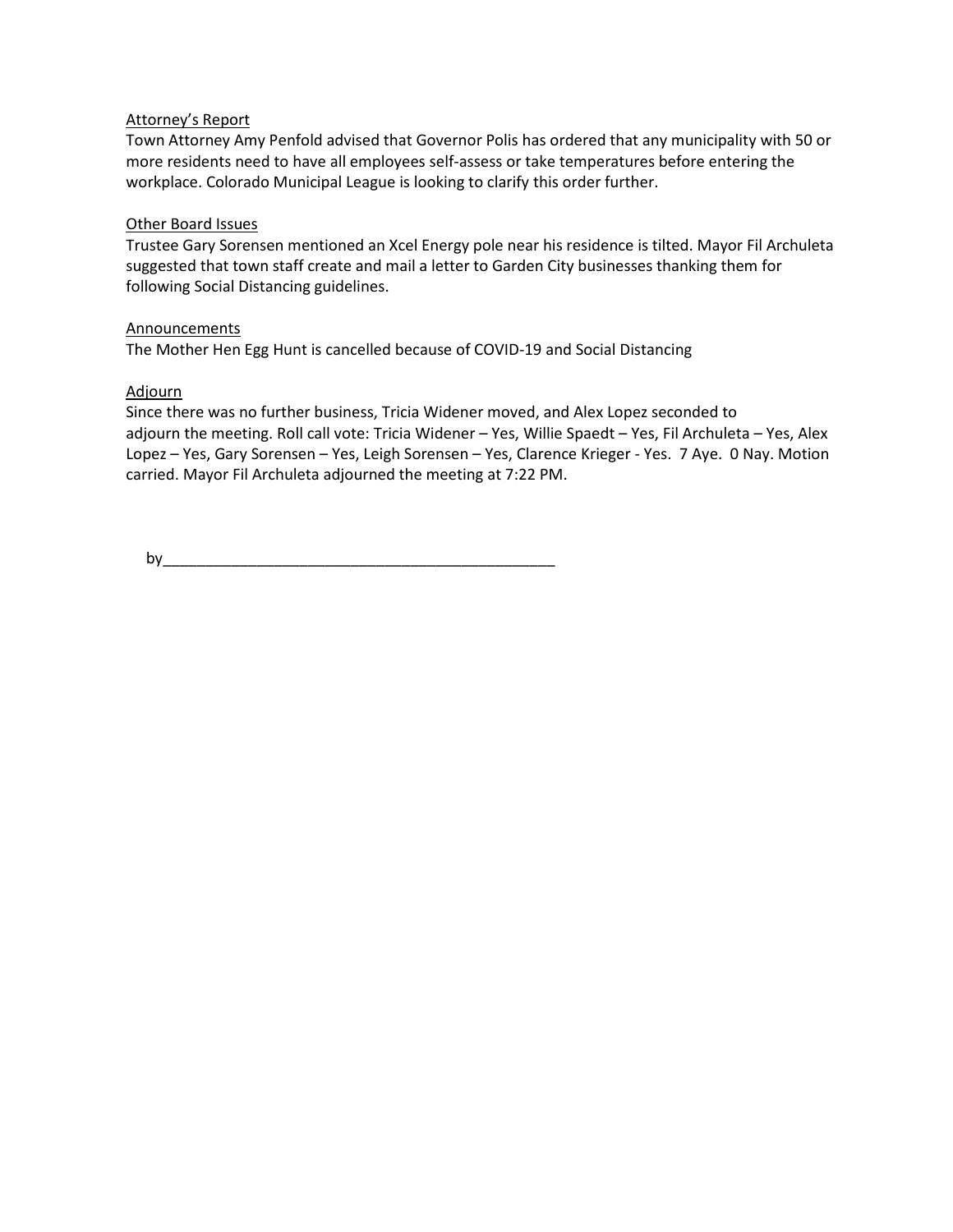<u>Attorney's Report</u>

Town Attorney Amy Penfold advised that Governor Polis has ordered that any municipality with 50 or more residents need to have all employees self-assess or take temperatures before entering the workplace. Colorado Municipal League is looking to clarify this order further.

<u>Other Board Issues</u>

Trustee Gary Sorensen mentioned an Xcel Energy pole near his residence is tilted. Mayor Fil Archuleta suggested that town staff create and mail a letter to Garden City businesses thanking them for following Social Distancing guidelines.

<u>Announcements</u>

The Mother Hen Egg Hunt is cancelled because of COVID-19 and Social Distancing

<u>Adjourn</u>

Since there was no further business, Tricia Widener moved, and Alex Lopez seconded to adjourn the meeting. Roll call vote: Tricia Widener – Yes, Willie Spaedt – Yes, Fil Archuleta – Yes, Alex Lopez – Yes, Gary Sorensen – Yes, Leigh Sorensen – Yes, Clarence Krieger - Yes. 7 Aye. 0 Nay. Motion carried. Mayor Fil Archuleta adjourned the meeting at 7:22 PM.

by_______________________________________________